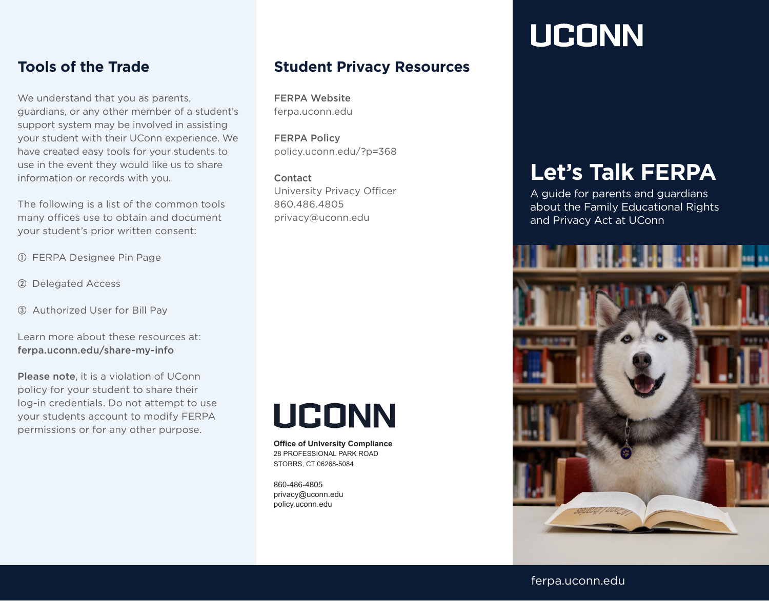## Tools of the Trade

We understand that you as parents, guardians, or any other member of a student's support system may be involved in assisting your student with their UConn experience. We have created easy tools for your students to use in the event they would like us to share information or records with you.

The following is a list of the common tools many offices use to obtain and document your student's prior written consent:

① FERPA Designee Pin Page

② Delegated Access

③ Authorized User for Bill Pay

Learn more about these resources at:
**ferpa.uconn.edu/share-my-info**

**Please note**, it is a violation of UConn policy for your student to share their log-in credentials. Do not attempt to use your students account to modify FERPA permissions or for any other purpose.

## Student Privacy Resources

**FERPA Website**
ferpa.uconn.edu

**FERPA Policy**
policy.uconn.edu/?p=368

**Contact**
University Privacy Officer
860.486.4805
privacy@uconn.edu

UCONN

**Office of University Compliance**
28 PROFESSIONAL PARK ROAD
STORRS, CT 06268-5084

860-486-4805
privacy@uconn.edu
policy.uconn.edu

UCONN

# Let's Talk FERPA

A guide for parents and guardians about the Family Educational Rights and Privacy Act at UConn

ferpa.uconn.edu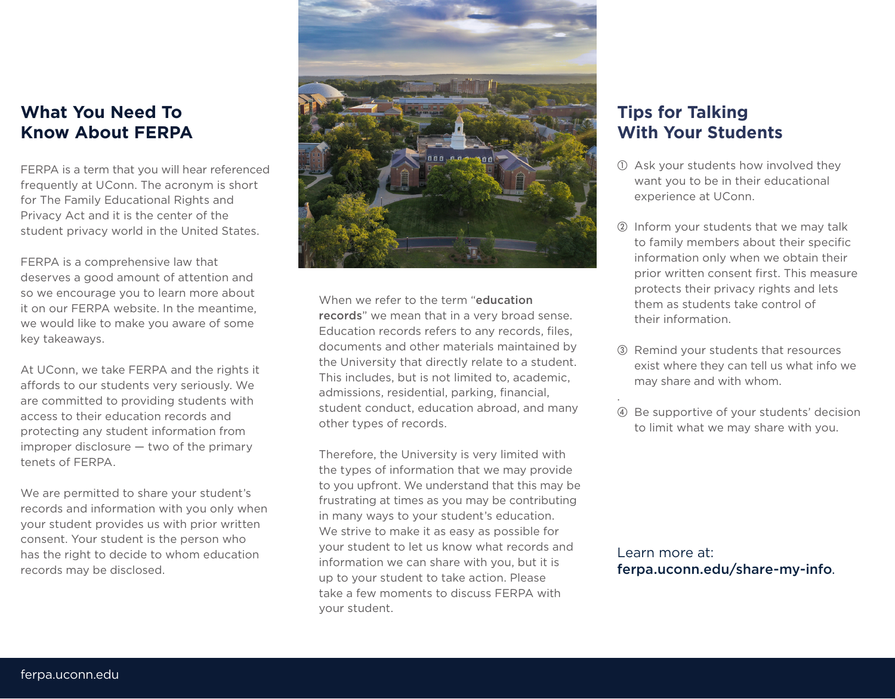## What You Need To Know About FERPA

FERPA is a term that you will hear referenced frequently at UConn. The acronym is short for The Family Educational Rights and Privacy Act and it is the center of the student privacy world in the United States.

FERPA is a comprehensive law that deserves a good amount of attention and so we encourage you to learn more about it on our FERPA website. In the meantime, we would like to make you aware of some key takeaways.

At UConn, we take FERPA and the rights it affords to our students very seriously. We are committed to providing students with access to their education records and protecting any student information from improper disclosure — two of the primary tenets of FERPA.

We are permitted to share your student's records and information with you only when your student provides us with prior written consent. Your student is the person who has the right to decide to whom education records may be disclosed.

When we refer to the term "**education records**" we mean that in a very broad sense. Education records refers to any records, files, documents and other materials maintained by the University that directly relate to a student. This includes, but is not limited to, academic, admissions, residential, parking, financial, student conduct, education abroad, and many other types of records.

Therefore, the University is very limited with the types of information that we may provide to you upfront. We understand that this may be frustrating at times as you may be contributing in many ways to your student's education. We strive to make it as easy as possible for your student to let us know what records and information we can share with you, but it is up to your student to take action. Please take a few moments to discuss FERPA with your student.

## Tips for Talking With Your Students

① Ask your students how involved they want you to be in their educational experience at UConn.

② Inform your students that we may talk to family members about their specific information only when we obtain their prior written consent first. This measure protects their privacy rights and lets them as students take control of their information.

③ Remind your students that resources exist where they can tell us what info we may share and with whom.

④ Be supportive of your students' decision to limit what we may share with you.

Learn more at:
**ferpa.uconn.edu/share-my-info**.

ferpa.uconn.edu